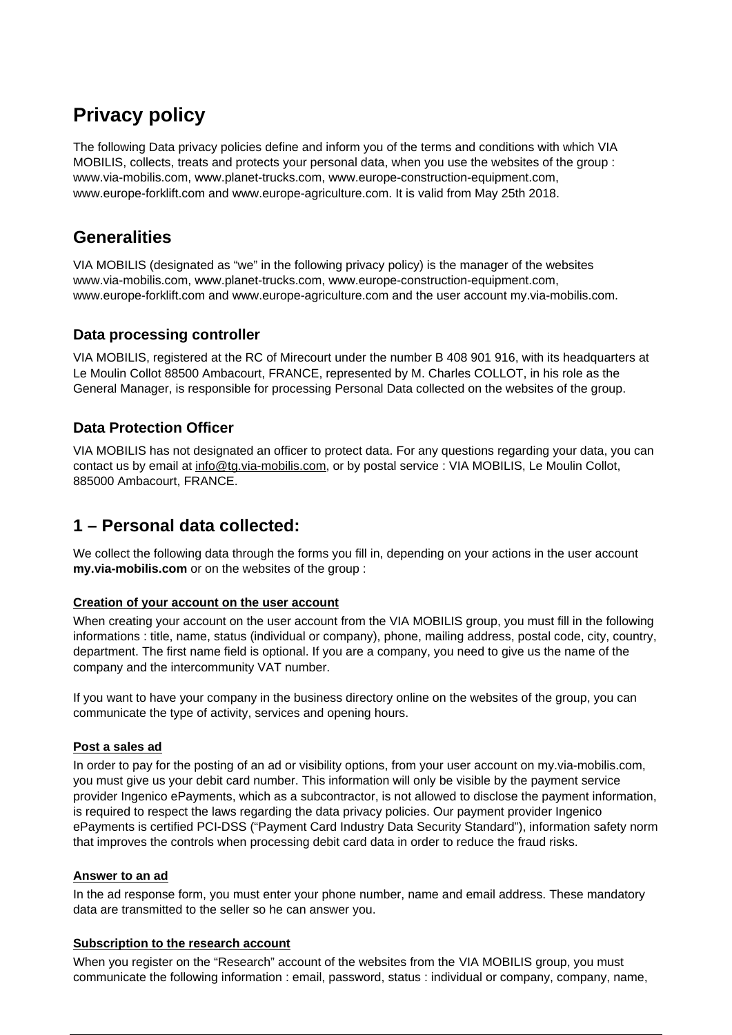# Privacy policy

The following Data privacy policies define and inform you of the terms and conditions with which VIA MOBILIS, collects, treats and protects your personal data, when you use the websites of the group : www.via-mobilis.com, www.planet-trucks.com, www.europe-construction-equipment.com, www.europe-forklift.com and www.europe-agriculture.com. It is valid from May 25th 2018.

## Generalities

VIA MOBILIS (designated as "we" in the following privacy policy) is the manager of the websites www.via-mobilis.com, www.planet-trucks.com, www.europe-construction-equipment.com, www.europe-forklift.com and www.europe-agriculture.com and the user account my.via-mobilis.com.

### Data processing controller

VIA MOBILIS, registered at the RC of Mirecourt under the number B 408 901 916, with its headquarters at Le Moulin Collot 88500 Ambacourt, FRANCE, represented by M. Charles COLLOT, in his role as the General Manager, is responsible for processing Personal Data collected on the websites of the group.

### Data Protection Officer

VIA MOBILIS has not designated an officer to protect data. For any questions regarding your data, you can contact us by email at info@tg.via-mobilis.com, or by postal service : VIA MOBILIS, Le Moulin Collot, 885000 Ambacourt, FRANCE.

## 1 – Personal data collected:

We collect the following data through the forms you fill in, depending on your actions in the user account **my.via-mobilis.com** or on the websites of the group :

**Creation of your account on the user account**

When creating your account on the user account from the VIA MOBILIS group, you must fill in the following informations : title, name, status (individual or company), phone, mailing address, postal code, city, country, department. The first name field is optional. If you are a company, you need to give us the name of the company and the intercommunity VAT number.

If you want to have your company in the business directory online on the websites of the group, you can communicate the type of activity, services and opening hours.

**Post a sales ad**

In order to pay for the posting of an ad or visibility options, from your user account on my.via-mobilis.com, you must give us your debit card number. This information will only be visible by the payment service provider Ingenico ePayments, which as a subcontractor, is not allowed to disclose the payment information, is required to respect the laws regarding the data privacy policies. Our payment provider Ingenico ePayments is certified PCI-DSS ("Payment Card Industry Data Security Standard"), information safety norm that improves the controls when processing debit card data in order to reduce the fraud risks.

**Answer to an ad**

In the ad response form, you must enter your phone number, name and email address. These mandatory data are transmitted to the seller so he can answer you.

**Subscription to the research account**

When you register on the "Research" account of the websites from the VIA MOBILIS group, you must communicate the following information : email, password, status : individual or company, company, name,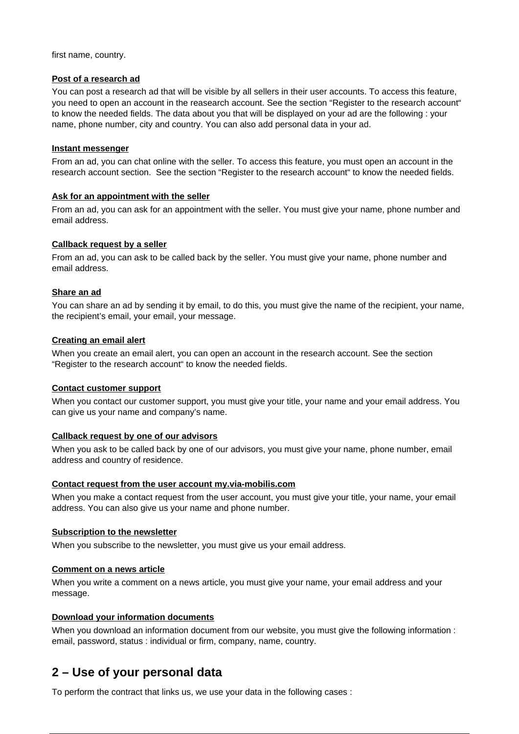first name, country.

**Post of a research ad**

You can post a research ad that will be visible by all sellers in their user accounts. To access this feature, you need to open an account in the reasearch account. See the section “Register to the research account“ to know the needed fields. The data about you that will be displayed on your ad are the following : your name, phone number, city and country. You can also add personal data in your ad.

**Instant messenger**

From an ad, you can chat online with the seller. To access this feature, you must open an account in the research account section. See the section “Register to the research account“ to know the needed fields.

**Ask for an appointment with the seller**

From an ad, you can ask for an appointment with the seller. You must give your name, phone number and email address.

**Callback request by a seller**

From an ad, you can ask to be called back by the seller. You must give your name, phone number and email address.

**Share an ad**

You can share an ad by sending it by email, to do this, you must give the name of the recipient, your name, the recipient’s email, your email, your message.

**Creating an email alert**

When you create an email alert, you can open an account in the research account. See the section “Register to the research account“ to know the needed fields.

**Contact customer support**

When you contact our customer support, you must give your title, your name and your email address. You can give us your name and company’s name.

**Callback request by one of our advisors**

When you ask to be called back by one of our advisors, you must give your name, phone number, email address and country of residence.

**Contact request from the user account my.via-mobilis.com**

When you make a contact request from the user account, you must give your title, your name, your email address. You can also give us your name and phone number.

**Subscription to the newsletter**

When you subscribe to the newsletter, you must give us your email address.

**Comment on a news article**

When you write a comment on a news article, you must give your name, your email address and your message.

**Download your information documents**

When you download an information document from our website, you must give the following information : email, password, status : individual or firm, company, name, country.

## 2 – Use of your personal data

To perform the contract that links us, we use your data in the following cases :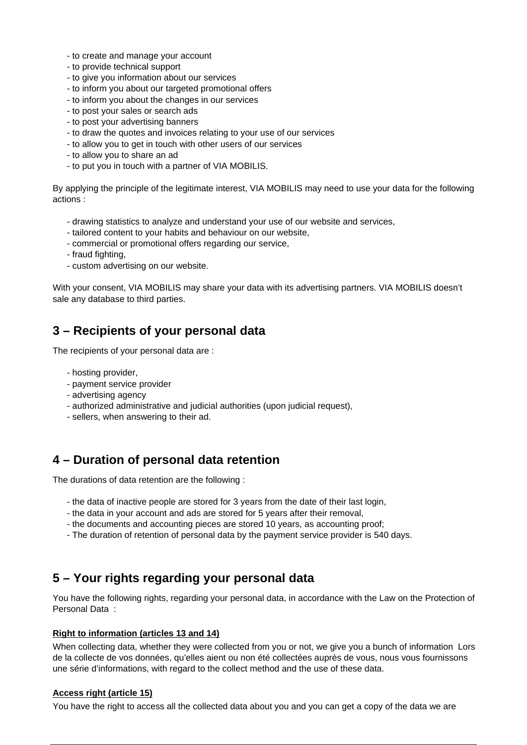- to create and manage your account
- to provide technical support
- to give you information about our services
- to inform you about our targeted promotional offers
- to inform you about the changes in our services
- to post your sales or search ads
- to post your advertising banners
- to draw the quotes and invoices relating to your use of our services
- to allow you to get in touch with other users of our services
- to allow you to share an ad
- to put you in touch with a partner of VIA MOBILIS.

By applying the principle of the legitimate interest, VIA MOBILIS may need to use your data for the following actions :

- drawing statistics to analyze and understand your use of our website and services,
- tailored content to your habits and behaviour on our website,
- commercial or promotional offers regarding our service,
- fraud fighting,
- custom advertising on our website.

With your consent, VIA MOBILIS may share your data with its advertising partners. VIA MOBILIS doesn't sale any database to third parties.

## 3 – Recipients of your personal data

The recipients of your personal data are :

- hosting provider,
- payment service provider
- advertising agency
- authorized administrative and judicial authorities (upon judicial request),
- sellers, when answering to their ad.

## 4 – Duration of personal data retention

The durations of data retention are the following :

- the data of inactive people are stored for 3 years from the date of their last login,
- the data in your account and ads are stored for 5 years after their removal,
- the documents and accounting pieces are stored 10 years, as accounting proof;
- The duration of retention of personal data by the payment service provider is 540 days.

## 5 – Your rights regarding your personal data

You have the following rights, regarding your personal data, in accordance with the Law on the Protection of Personal Data :

**Right to information (articles 13 and 14)**

When collecting data, whether they were collected from you or not, we give you a bunch of information Lors de la collecte de vos données, qu'elles aient ou non été collectées auprès de vous, nous vous fournissons une série d'informations, with regard to the collect method and the use of these data.

**Access right (article 15)**

You have the right to access all the collected data about you and you can get a copy of the data we are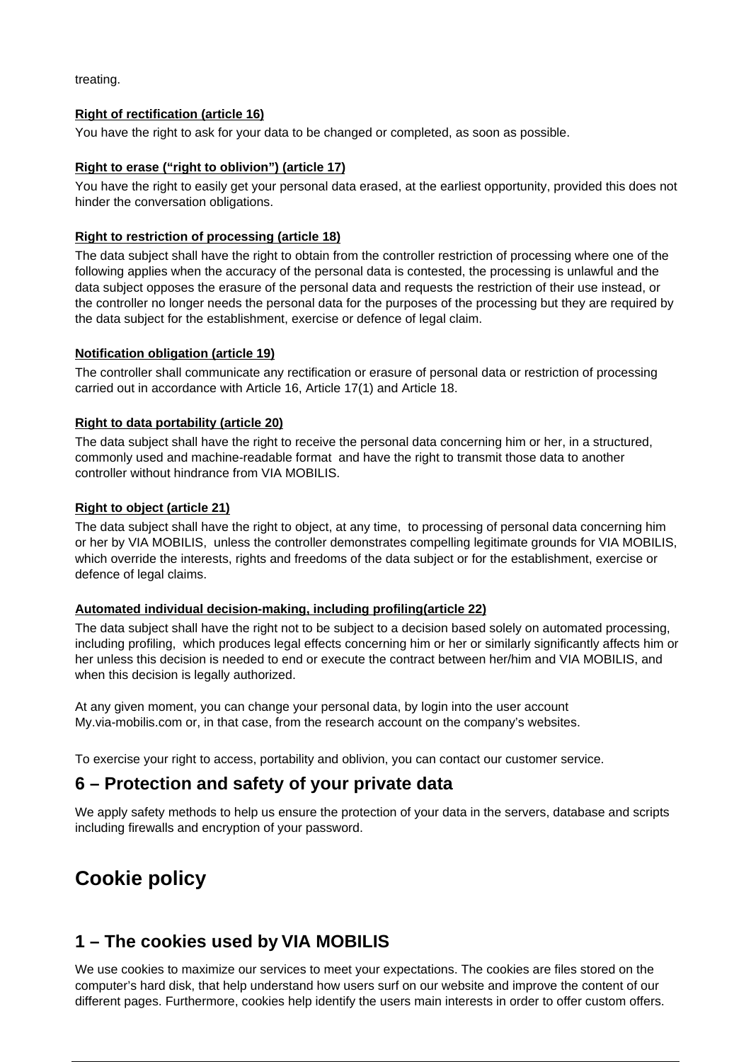treating.

**Right of rectification (article 16)**

You have the right to ask for your data to be changed or completed, as soon as possible.

**Right to erase ("right to oblivion") (article 17)**

You have the right to easily get your personal data erased, at the earliest opportunity, provided this does not hinder the conversation obligations.

**Right to restriction of processing (article 18)**

The data subject shall have the right to obtain from the controller restriction of processing where one of the following applies when the accuracy of the personal data is contested, the processing is unlawful and the data subject opposes the erasure of the personal data and requests the restriction of their use instead, or the controller no longer needs the personal data for the purposes of the processing but they are required by the data subject for the establishment, exercise or defence of legal claim.

**Notification obligation (article 19)**

The controller shall communicate any rectification or erasure of personal data or restriction of processing carried out in accordance with Article 16, Article 17(1) and Article 18.

**Right to data portability (article 20)**

The data subject shall have the right to receive the personal data concerning him or her, in a structured, commonly used and machine-readable format and have the right to transmit those data to another controller without hindrance from VIA MOBILIS.

**Right to object (article 21)**

The data subject shall have the right to object, at any time, to processing of personal data concerning him or her by VIA MOBILIS, unless the controller demonstrates compelling legitimate grounds for VIA MOBILIS, which override the interests, rights and freedoms of the data subject or for the establishment, exercise or defence of legal claims.

**Automated individual decision-making, including profiling(article 22)**

The data subject shall have the right not to be subject to a decision based solely on automated processing, including profiling, which produces legal effects concerning him or her or similarly significantly affects him or her unless this decision is needed to end or execute the contract between her/him and VIA MOBILIS, and when this decision is legally authorized.

At any given moment, you can change your personal data, by login into the user account My.via-mobilis.com or, in that case, from the research account on the company's websites.

To exercise your right to access, portability and oblivion, you can contact our customer service.

## 6 – Protection and safety of your private data

We apply safety methods to help us ensure the protection of your data in the servers, database and scripts including firewalls and encryption of your password.

# Cookie policy

## 1 – The cookies used by VIA MOBILIS

We use cookies to maximize our services to meet your expectations. The cookies are files stored on the computer's hard disk, that help understand how users surf on our website and improve the content of our different pages. Furthermore, cookies help identify the users main interests in order to offer custom offers.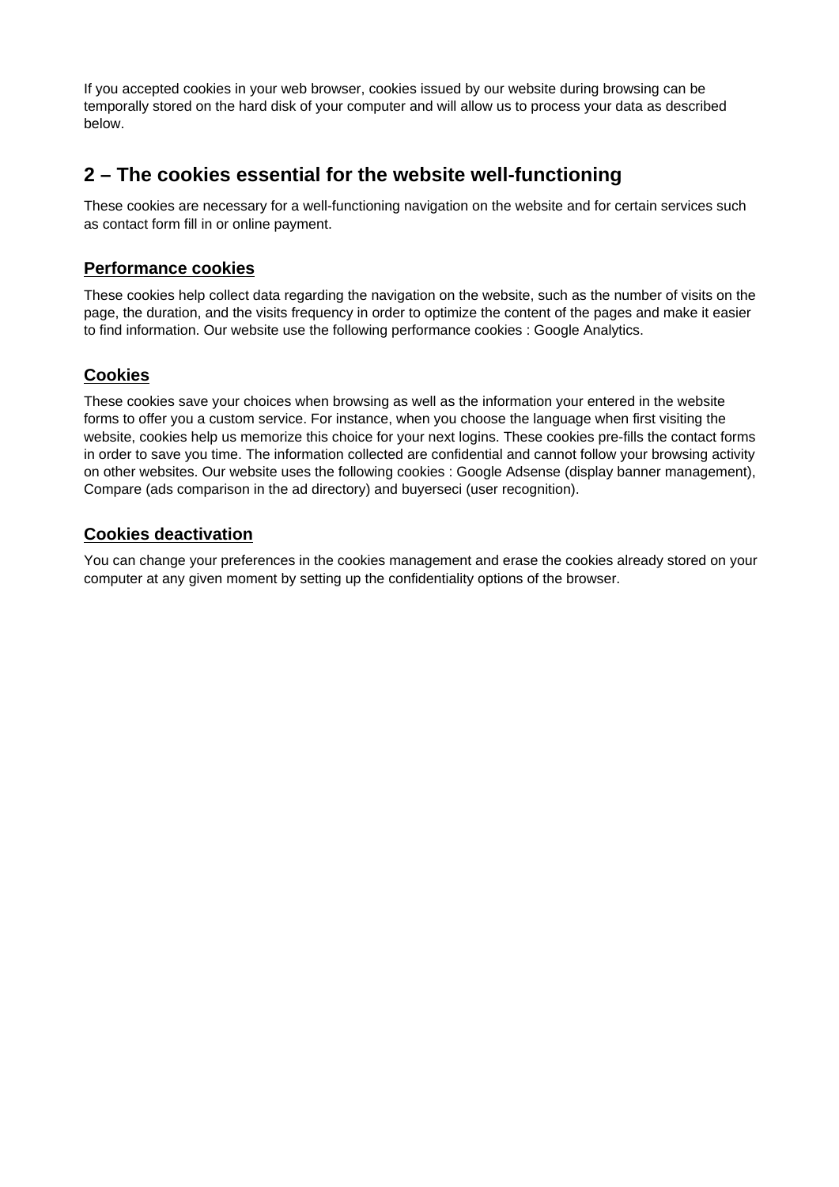If you accepted cookies in your web browser, cookies issued by our website during browsing can be temporally stored on the hard disk of your computer and will allow us to process your data as described below.

## 2 – The cookies essential for the website well-functioning

These cookies are necessary for a well-functioning navigation on the website and for certain services such as contact form fill in or online payment.

### Performance cookies

These cookies help collect data regarding the navigation on the website, such as the number of visits on the page, the duration, and the visits frequency in order to optimize the content of the pages and make it easier to find information. Our website use the following performance cookies : Google Analytics.

### Cookies

These cookies save your choices when browsing as well as the information your entered in the website forms to offer you a custom service. For instance, when you choose the language when first visiting the website, cookies help us memorize this choice for your next logins. These cookies pre-fills the contact forms in order to save you time. The information collected are confidential and cannot follow your browsing activity on other websites. Our website uses the following cookies : Google Adsense (display banner management), Compare (ads comparison in the ad directory) and buyerseci (user recognition).

### Cookies deactivation

You can change your preferences in the cookies management and erase the cookies already stored on your computer at any given moment by setting up the confidentiality options of the browser.